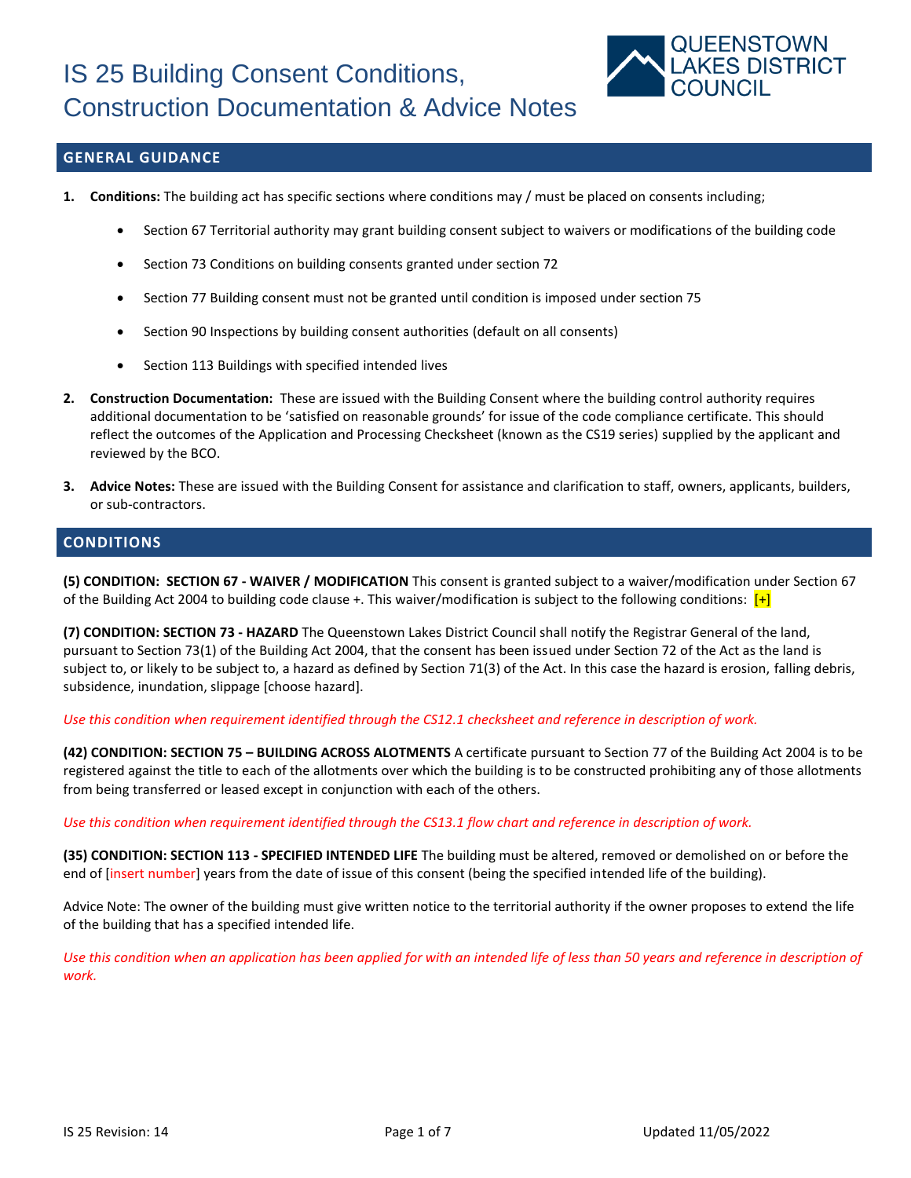# IS 25 Building Consent Conditions, Construction Documentation & Advice Notes

QUEENSTOWN LAKES DISTRICT COUNCIL

## GENERAL GUIDANCE

1. **Conditions:** The building act has specific sections where conditions may / must be placed on consents including;
   - Section 67 Territorial authority may grant building consent subject to waivers or modifications of the building code
   - Section 73 Conditions on building consents granted under section 72
   - Section 77 Building consent must not be granted until condition is imposed under section 75
   - Section 90 Inspections by building consent authorities (default on all consents)
   - Section 113 Buildings with specified intended lives
2. **Construction Documentation:** These are issued with the Building Consent where the building control authority requires additional documentation to be 'satisfied on reasonable grounds' for issue of the code compliance certificate. This should reflect the outcomes of the Application and Processing Checksheet (known as the CS19 series) supplied by the applicant and reviewed by the BCO.
3. **Advice Notes:** These are issued with the Building Consent for assistance and clarification to staff, owners, applicants, builders, or sub-contractors.

## CONDITIONS

**(5) CONDITION: SECTION 67 - WAIVER / MODIFICATION** This consent is granted subject to a waiver/modification under Section 67 of the Building Act 2004 to building code clause +. This waiver/modification is subject to the following conditions: [+]

**(7) CONDITION: SECTION 73 - HAZARD** The Queenstown Lakes District Council shall notify the Registrar General of the land, pursuant to Section 73(1) of the Building Act 2004, that the consent has been issued under Section 72 of the Act as the land is subject to, or likely to be subject to, a hazard as defined by Section 71(3) of the Act. In this case the hazard is erosion, falling debris, subsidence, inundation, slippage [choose hazard].

*Use this condition when requirement identified through the CS12.1 checksheet and reference in description of work.*

**(42) CONDITION: SECTION 75 – BUILDING ACROSS ALOTMENTS** A certificate pursuant to Section 77 of the Building Act 2004 is to be registered against the title to each of the allotments over which the building is to be constructed prohibiting any of those allotments from being transferred or leased except in conjunction with each of the others.

*Use this condition when requirement identified through the CS13.1 flow chart and reference in description of work.*

**(35) CONDITION: SECTION 113 - SPECIFIED INTENDED LIFE** The building must be altered, removed or demolished on or before the end of [insert number] years from the date of issue of this consent (being the specified intended life of the building).

Advice Note: The owner of the building must give written notice to the territorial authority if the owner proposes to extend the life of the building that has a specified intended life.

*Use this condition when an application has been applied for with an intended life of less than 50 years and reference in description of work.*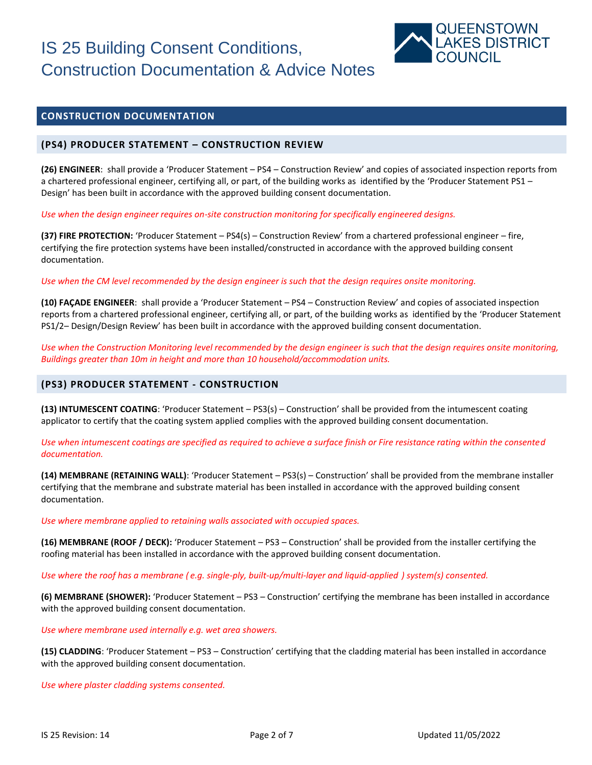## CONSTRUCTION DOCUMENTATION

### (PS4) PRODUCER STATEMENT – CONSTRUCTION REVIEW

**(26) ENGINEER**: shall provide a 'Producer Statement – PS4 – Construction Review' and copies of associated inspection reports from a chartered professional engineer, certifying all, or part, of the building works as identified by the 'Producer Statement PS1 – Design' has been built in accordance with the approved building consent documentation.

*Use when the design engineer requires on-site construction monitoring for specifically engineered designs.*

**(37) FIRE PROTECTION:** 'Producer Statement – PS4(s) – Construction Review' from a chartered professional engineer – fire, certifying the fire protection systems have been installed/constructed in accordance with the approved building consent documentation.

*Use when the CM level recommended by the design engineer is such that the design requires onsite monitoring.*

**(10) FAÇADE ENGINEER**: shall provide a 'Producer Statement – PS4 – Construction Review' and copies of associated inspection reports from a chartered professional engineer, certifying all, or part, of the building works as identified by the 'Producer Statement PS1/2– Design/Design Review' has been built in accordance with the approved building consent documentation.

*Use when the Construction Monitoring level recommended by the design engineer is such that the design requires onsite monitoring, Buildings greater than 10m in height and more than 10 household/accommodation units.*

### (PS3) PRODUCER STATEMENT - CONSTRUCTION

**(13) INTUMESCENT COATING**: 'Producer Statement – PS3(s) – Construction' shall be provided from the intumescent coating applicator to certify that the coating system applied complies with the approved building consent documentation.

*Use when intumescent coatings are specified as required to achieve a surface finish or Fire resistance rating within the consented documentation.*

**(14) MEMBRANE (RETAINING WALL)**: 'Producer Statement – PS3(s) – Construction' shall be provided from the membrane installer certifying that the membrane and substrate material has been installed in accordance with the approved building consent documentation.

*Use where membrane applied to retaining walls associated with occupied spaces.*

**(16) MEMBRANE (ROOF / DECK):** 'Producer Statement – PS3 – Construction' shall be provided from the installer certifying the roofing material has been installed in accordance with the approved building consent documentation.

*Use where the roof has a membrane ( e.g. single-ply, built-up/multi-layer and liquid-applied ) system(s) consented.*

**(6) MEMBRANE (SHOWER):** 'Producer Statement – PS3 – Construction' certifying the membrane has been installed in accordance with the approved building consent documentation.

*Use where membrane used internally e.g. wet area showers.*

**(15) CLADDING**: 'Producer Statement – PS3 – Construction' certifying that the cladding material has been installed in accordance with the approved building consent documentation.

*Use where plaster cladding systems consented.*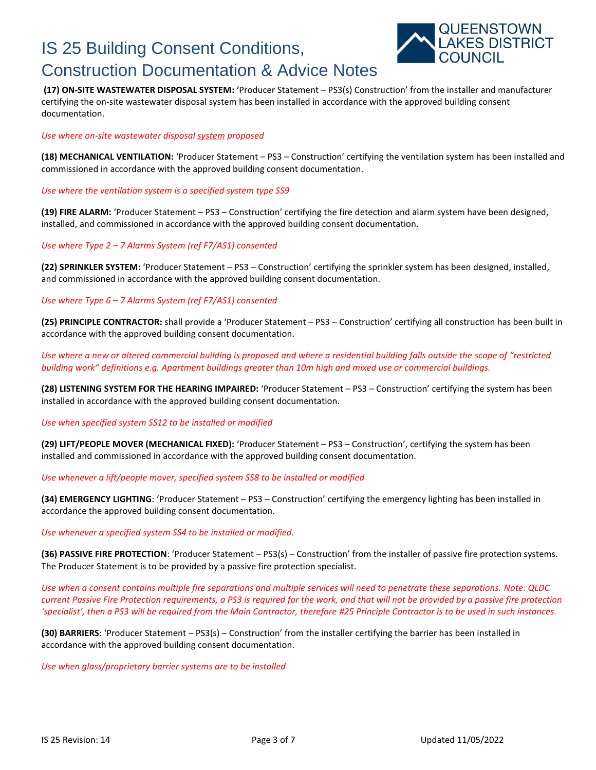**(17) ON-SITE WASTEWATER DISPOSAL SYSTEM:** 'Producer Statement – PS3(s) Construction' from the installer and manufacturer certifying the on-site wastewater disposal system has been installed in accordance with the approved building consent documentation.

*Use where on-site wastewater disposal system proposed*

**(18) MECHANICAL VENTILATION:** 'Producer Statement – PS3 – Construction' certifying the ventilation system has been installed and commissioned in accordance with the approved building consent documentation.

*Use where the ventilation system is a specified system type SS9*

**(19) FIRE ALARM:** 'Producer Statement – PS3 – Construction' certifying the fire detection and alarm system have been designed, installed, and commissioned in accordance with the approved building consent documentation.

*Use where Type 2 – 7 Alarms System (ref F7/AS1) consented*

**(22) SPRINKLER SYSTEM:** 'Producer Statement – PS3 – Construction' certifying the sprinkler system has been designed, installed, and commissioned in accordance with the approved building consent documentation.

*Use where Type 6 – 7 Alarms System (ref F7/AS1) consented*

**(25) PRINCIPLE CONTRACTOR:** shall provide a 'Producer Statement – PS3 – Construction' certifying all construction has been built in accordance with the approved building consent documentation.

*Use where a new or altered commercial building is proposed and where a residential building falls outside the scope of "restricted building work" definitions e.g. Apartment buildings greater than 10m high and mixed use or commercial buildings.*

**(28) LISTENING SYSTEM FOR THE HEARING IMPAIRED:** 'Producer Statement – PS3 – Construction' certifying the system has been installed in accordance with the approved building consent documentation.

*Use when specified system SS12 to be installed or modified*

**(29) LIFT/PEOPLE MOVER (MECHANICAL FIXED):** 'Producer Statement – PS3 – Construction', certifying the system has been installed and commissioned in accordance with the approved building consent documentation.

*Use whenever a lift/people mover, specified system SS8 to be installed or modified*

**(34) EMERGENCY LIGHTING**: 'Producer Statement – PS3 – Construction' certifying the emergency lighting has been installed in accordance the approved building consent documentation.

*Use whenever a specified system SS4 to be installed or modified.*

**(36) PASSIVE FIRE PROTECTION**: 'Producer Statement – PS3(s) – Construction' from the installer of passive fire protection systems. The Producer Statement is to be provided by a passive fire protection specialist.

*Use when a consent contains multiple fire separations and multiple services will need to penetrate these separations. Note: QLDC current Passive Fire Protection requirements, a PS3 is required for the work, and that will not be provided by a passive fire protection 'specialist', then a PS3 will be required from the Main Contractor, therefore #25 Principle Contractor is to be used in such instances.*

**(30) BARRIERS**: 'Producer Statement – PS3(s) – Construction' from the installer certifying the barrier has been installed in accordance with the approved building consent documentation.

*Use when glass/proprietary barrier systems are to be installed*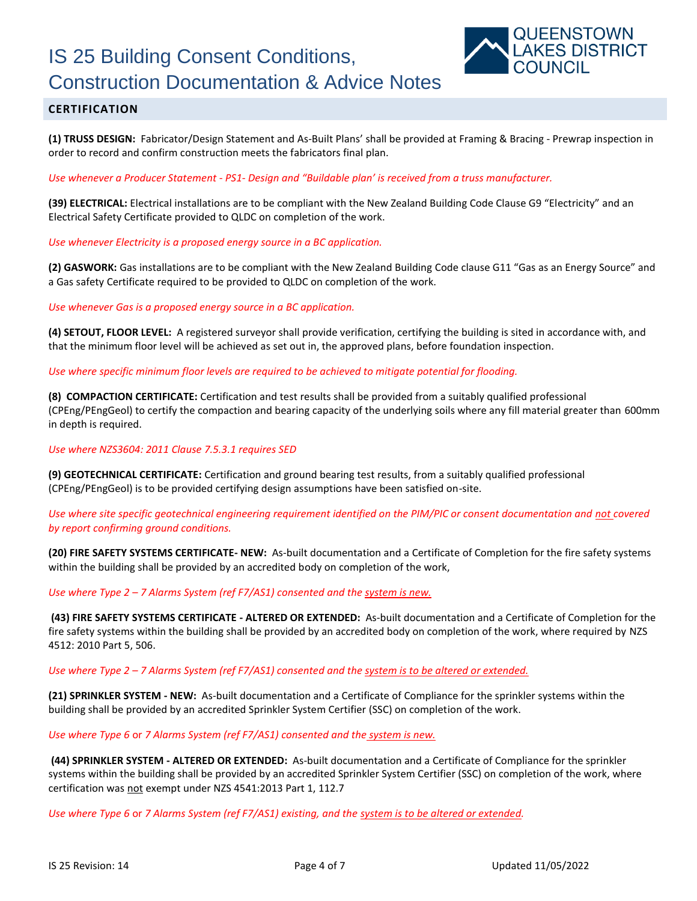# IS 25 Building Consent Conditions, Construction Documentation & Advice Notes

## CERTIFICATION

**(1) TRUSS DESIGN:** Fabricator/Design Statement and As-Built Plans' shall be provided at Framing & Bracing - Prewrap inspection in order to record and confirm construction meets the fabricators final plan.

*Use whenever a Producer Statement - PS1- Design and "Buildable plan' is received from a truss manufacturer.*

**(39) ELECTRICAL:** Electrical installations are to be compliant with the New Zealand Building Code Clause G9 "Electricity" and an Electrical Safety Certificate provided to QLDC on completion of the work.

*Use whenever Electricity is a proposed energy source in a BC application.*

**(2) GASWORK:** Gas installations are to be compliant with the New Zealand Building Code clause G11 "Gas as an Energy Source" and a Gas safety Certificate required to be provided to QLDC on completion of the work.

*Use whenever Gas is a proposed energy source in a BC application.*

**(4) SETOUT, FLOOR LEVEL:** A registered surveyor shall provide verification, certifying the building is sited in accordance with, and that the minimum floor level will be achieved as set out in, the approved plans, before foundation inspection.

*Use where specific minimum floor levels are required to be achieved to mitigate potential for flooding.*

**(8) COMPACTION CERTIFICATE:** Certification and test results shall be provided from a suitably qualified professional (CPEng/PEngGeol) to certify the compaction and bearing capacity of the underlying soils where any fill material greater than 600mm in depth is required.

*Use where NZS3604: 2011 Clause 7.5.3.1 requires SED*

**(9) GEOTECHNICAL CERTIFICATE:** Certification and ground bearing test results, from a suitably qualified professional (CPEng/PEngGeol) is to be provided certifying design assumptions have been satisfied on-site.

*Use where site specific geotechnical engineering requirement identified on the PIM/PIC or consent documentation and not covered by report confirming ground conditions.*

**(20) FIRE SAFETY SYSTEMS CERTIFICATE- NEW:** As-built documentation and a Certificate of Completion for the fire safety systems within the building shall be provided by an accredited body on completion of the work,

*Use where Type 2 – 7 Alarms System (ref F7/AS1) consented and the system is new.*

**(43) FIRE SAFETY SYSTEMS CERTIFICATE - ALTERED OR EXTENDED:** As-built documentation and a Certificate of Completion for the fire safety systems within the building shall be provided by an accredited body on completion of the work, where required by NZS 4512: 2010 Part 5, 506.

*Use where Type 2 – 7 Alarms System (ref F7/AS1) consented and the system is to be altered or extended.*

**(21) SPRINKLER SYSTEM - NEW:** As-built documentation and a Certificate of Compliance for the sprinkler systems within the building shall be provided by an accredited Sprinkler System Certifier (SSC) on completion of the work.

*Use where Type 6 or 7 Alarms System (ref F7/AS1) consented and the system is new.*

**(44) SPRINKLER SYSTEM - ALTERED OR EXTENDED:** As-built documentation and a Certificate of Compliance for the sprinkler systems within the building shall be provided by an accredited Sprinkler System Certifier (SSC) on completion of the work, where certification was not exempt under NZS 4541:2013 Part 1, 112.7

*Use where Type 6 or 7 Alarms System (ref F7/AS1) existing, and the system is to be altered or extended.*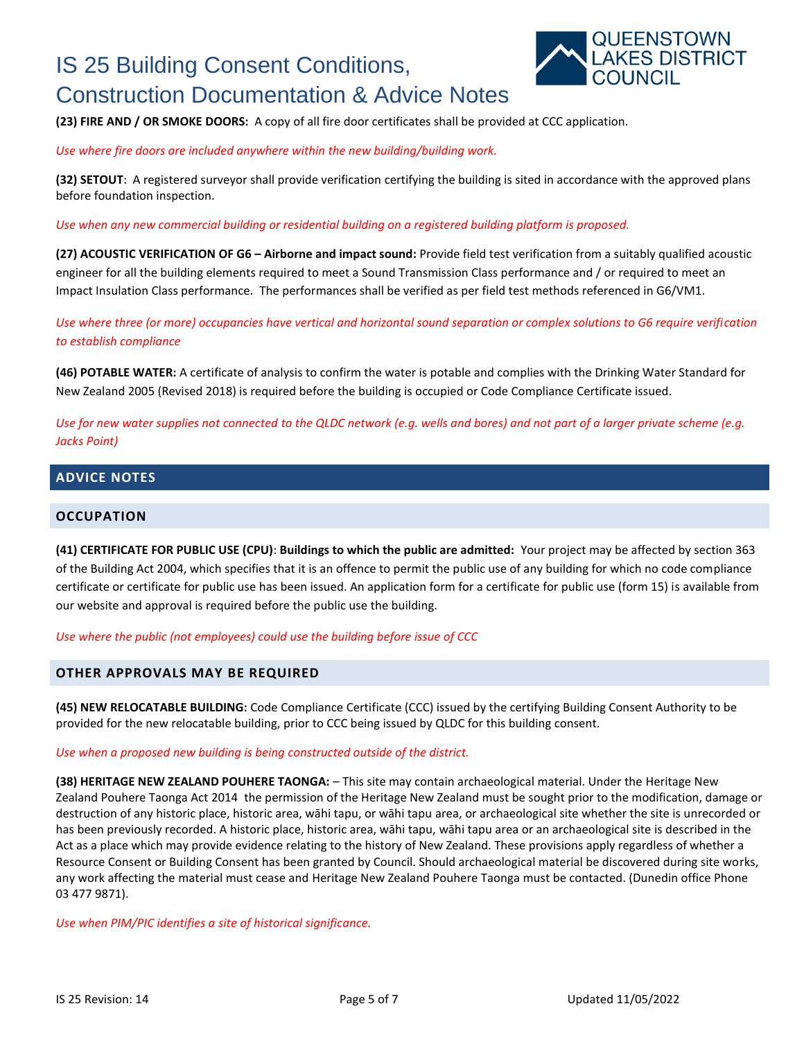**(23) FIRE AND / OR SMOKE DOORS:** A copy of all fire door certificates shall be provided at CCC application.

*Use where fire doors are included anywhere within the new building/building work.*

**(32) SETOUT**: A registered surveyor shall provide verification certifying the building is sited in accordance with the approved plans before foundation inspection.

*Use when any new commercial building or residential building on a registered building platform is proposed.*

**(27) ACOUSTIC VERIFICATION OF G6 – Airborne and impact sound:** Provide field test verification from a suitably qualified acoustic engineer for all the building elements required to meet a Sound Transmission Class performance and / or required to meet an Impact Insulation Class performance. The performances shall be verified as per field test methods referenced in G6/VM1.

*Use where three (or more) occupancies have vertical and horizontal sound separation or complex solutions to G6 require verification to establish compliance*

**(46) POTABLE WATER:** A certificate of analysis to confirm the water is potable and complies with the Drinking Water Standard for New Zealand 2005 (Revised 2018) is required before the building is occupied or Code Compliance Certificate issued.

*Use for new water supplies not connected to the QLDC network (e.g. wells and bores) and not part of a larger private scheme (e.g. Jacks Point)*

## ADVICE NOTES

### OCCUPATION

**(41) CERTIFICATE FOR PUBLIC USE (CPU)**: **Buildings to which the public are admitted:** Your project may be affected by section 363 of the Building Act 2004, which specifies that it is an offence to permit the public use of any building for which no code compliance certificate or certificate for public use has been issued. An application form for a certificate for public use (form 15) is available from our website and approval is required before the public use the building.

*Use where the public (not employees) could use the building before issue of CCC*

### OTHER APPROVALS MAY BE REQUIRED

**(45) NEW RELOCATABLE BUILDING:** Code Compliance Certificate (CCC) issued by the certifying Building Consent Authority to be provided for the new relocatable building, prior to CCC being issued by QLDC for this building consent.

*Use when a proposed new building is being constructed outside of the district.*

**(38) HERITAGE NEW ZEALAND POUHERE TAONGA:** – This site may contain archaeological material. Under the Heritage New Zealand Pouhere Taonga Act 2014 the permission of the Heritage New Zealand must be sought prior to the modification, damage or destruction of any historic place, historic area, wāhi tapu, or wāhi tapu area, or archaeological site whether the site is unrecorded or has been previously recorded. A historic place, historic area, wāhi tapu, wāhi tapu area or an archaeological site is described in the Act as a place which may provide evidence relating to the history of New Zealand. These provisions apply regardless of whether a Resource Consent or Building Consent has been granted by Council. Should archaeological material be discovered during site works, any work affecting the material must cease and Heritage New Zealand Pouhere Taonga must be contacted. (Dunedin office Phone 03 477 9871).

*Use when PIM/PIC identifies a site of historical significance.*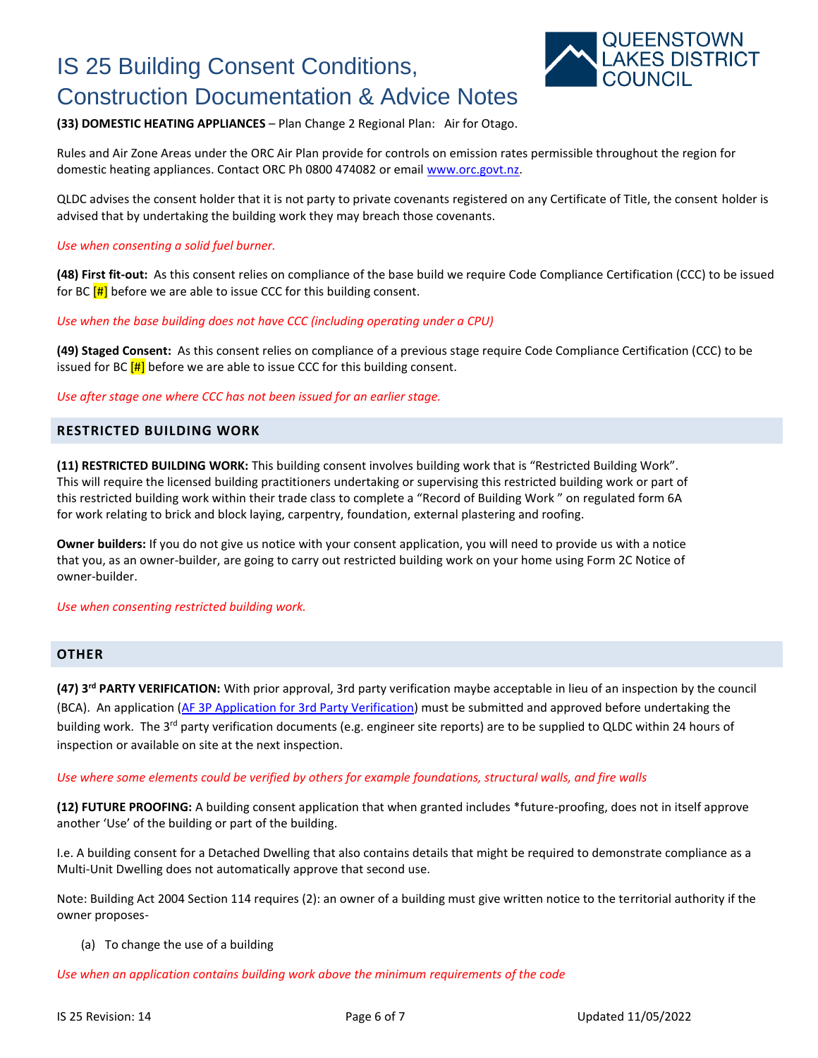**(33) DOMESTIC HEATING APPLIANCES** – Plan Change 2 Regional Plan: Air for Otago.

Rules and Air Zone Areas under the ORC Air Plan provide for controls on emission rates permissible throughout the region for domestic heating appliances. Contact ORC Ph 0800 474082 or email www.orc.govt.nz.

QLDC advises the consent holder that it is not party to private covenants registered on any Certificate of Title, the consent holder is advised that by undertaking the building work they may breach those covenants.

*Use when consenting a solid fuel burner.*

**(48) First fit-out:** As this consent relies on compliance of the base build we require Code Compliance Certification (CCC) to be issued for BC [#] before we are able to issue CCC for this building consent.

*Use when the base building does not have CCC (including operating under a CPU)*

**(49) Staged Consent:** As this consent relies on compliance of a previous stage require Code Compliance Certification (CCC) to be issued for BC [#] before we are able to issue CCC for this building consent.

*Use after stage one where CCC has not been issued for an earlier stage.*

## RESTRICTED BUILDING WORK

**(11) RESTRICTED BUILDING WORK:** This building consent involves building work that is "Restricted Building Work". This will require the licensed building practitioners undertaking or supervising this restricted building work or part of this restricted building work within their trade class to complete a "Record of Building Work " on regulated form 6A for work relating to brick and block laying, carpentry, foundation, external plastering and roofing.

**Owner builders:** If you do not give us notice with your consent application, you will need to provide us with a notice that you, as an owner-builder, are going to carry out restricted building work on your home using Form 2C Notice of owner-builder.

*Use when consenting restricted building work.*

## OTHER

**(47) 3rd PARTY VERIFICATION:** With prior approval, 3rd party verification maybe acceptable in lieu of an inspection by the council (BCA). An application (AF 3P Application for 3rd Party Verification) must be submitted and approved before undertaking the building work. The 3rd party verification documents (e.g. engineer site reports) are to be supplied to QLDC within 24 hours of inspection or available on site at the next inspection.

*Use where some elements could be verified by others for example foundations, structural walls, and fire walls*

**(12) FUTURE PROOFING:** A building consent application that when granted includes *future-proofing, does not in itself approve another 'Use' of the building or part of the building.

I.e. A building consent for a Detached Dwelling that also contains details that might be required to demonstrate compliance as a Multi-Unit Dwelling does not automatically approve that second use.

Note: Building Act 2004 Section 114 requires (2): an owner of a building must give written notice to the territorial authority if the owner proposes-

(a) To change the use of a building

*Use when an application contains building work above the minimum requirements of the code*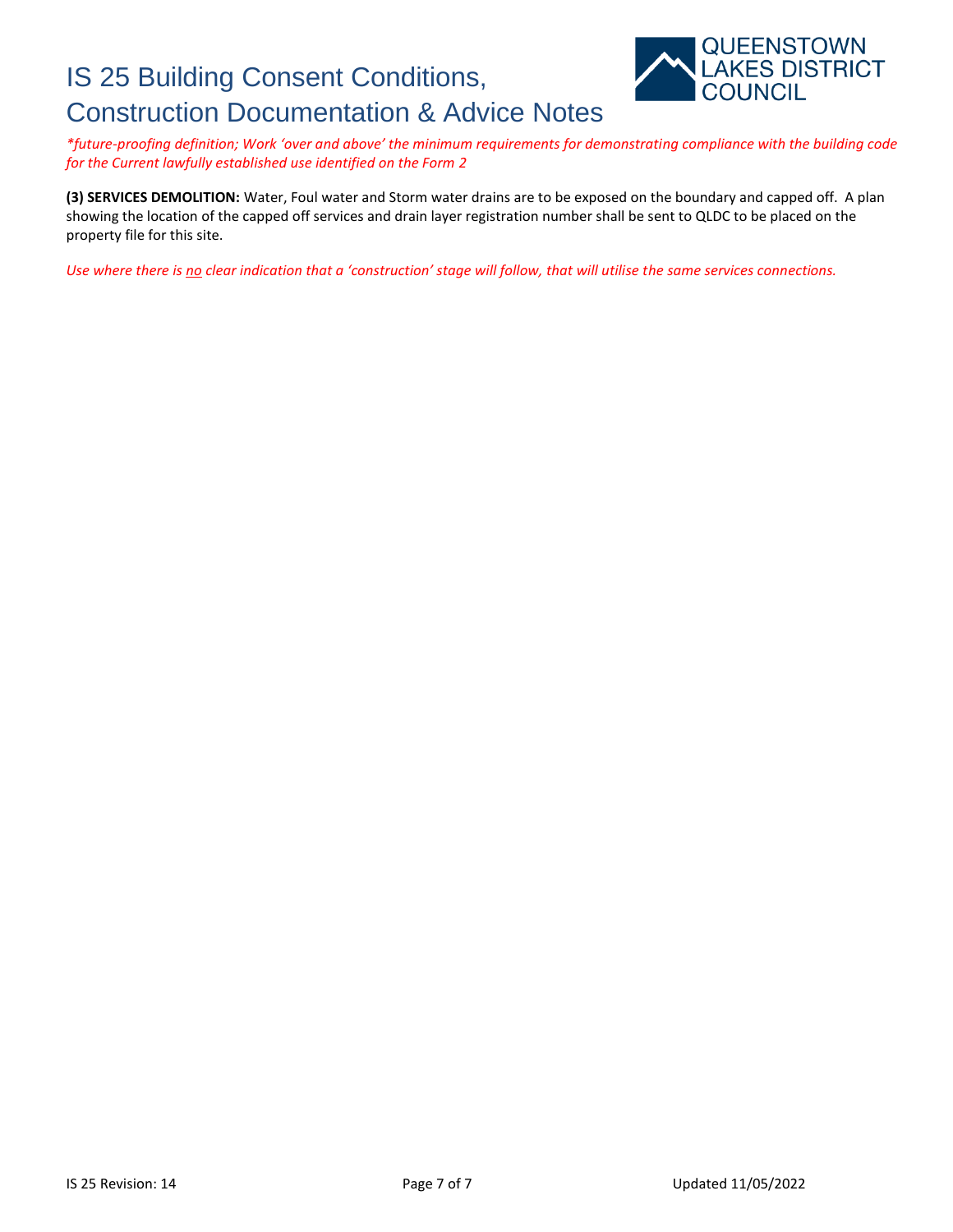*\*future-proofing definition; Work 'over and above' the minimum requirements for demonstrating compliance with the building code for the Current lawfully established use identified on the Form 2*

**(3) SERVICES DEMOLITION:** Water, Foul water and Storm water drains are to be exposed on the boundary and capped off. A plan showing the location of the capped off services and drain layer registration number shall be sent to QLDC to be placed on the property file for this site.

*Use where there is <u>no</u> clear indication that a 'construction' stage will follow, that will utilise the same services connections.*